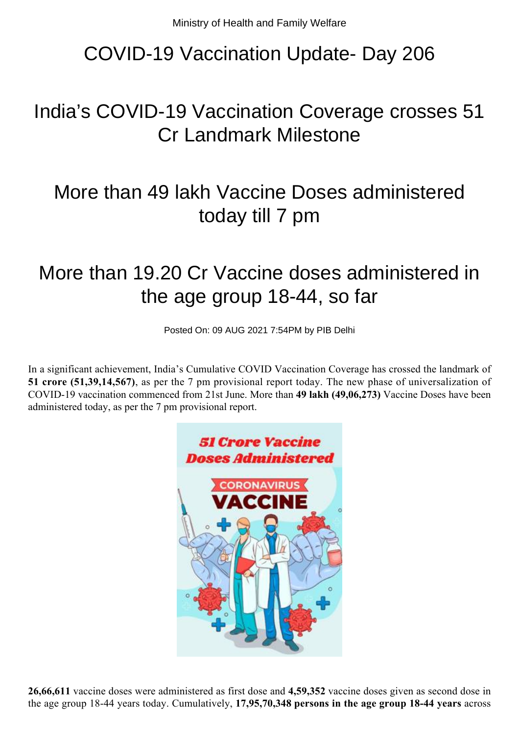Ministry of Health and Family Welfare

# COVID-19 Vaccination Update- Day 206

## India's COVID-19 Vaccination Coverage crosses 51 Cr Landmark Milestone

## More than 49 lakh Vaccine Doses administered today till 7 pm

## More than 19.20 Cr Vaccine doses administered in the age group 18-44, so far

Posted On: 09 AUG 2021 7:54PM by PIB Delhi

In a significant achievement, India's Cumulative COVID Vaccination Coverage has crossed the landmark of **51 crore (51,39,14,567)**, as per the 7 pm provisional report today. The new phase of universalization of COVID-19 vaccination commenced from 21st June. More than **49 lakh (49,06,273)** Vaccine Doses have been administered today, as per the 7 pm provisional report.

**26,66,611** vaccine doses were administered as first dose and **4,59,352** vaccine doses given as second dose in the age group 18-44 years today. Cumulatively, **17,95,70,348 persons in the age group 18-44 years** across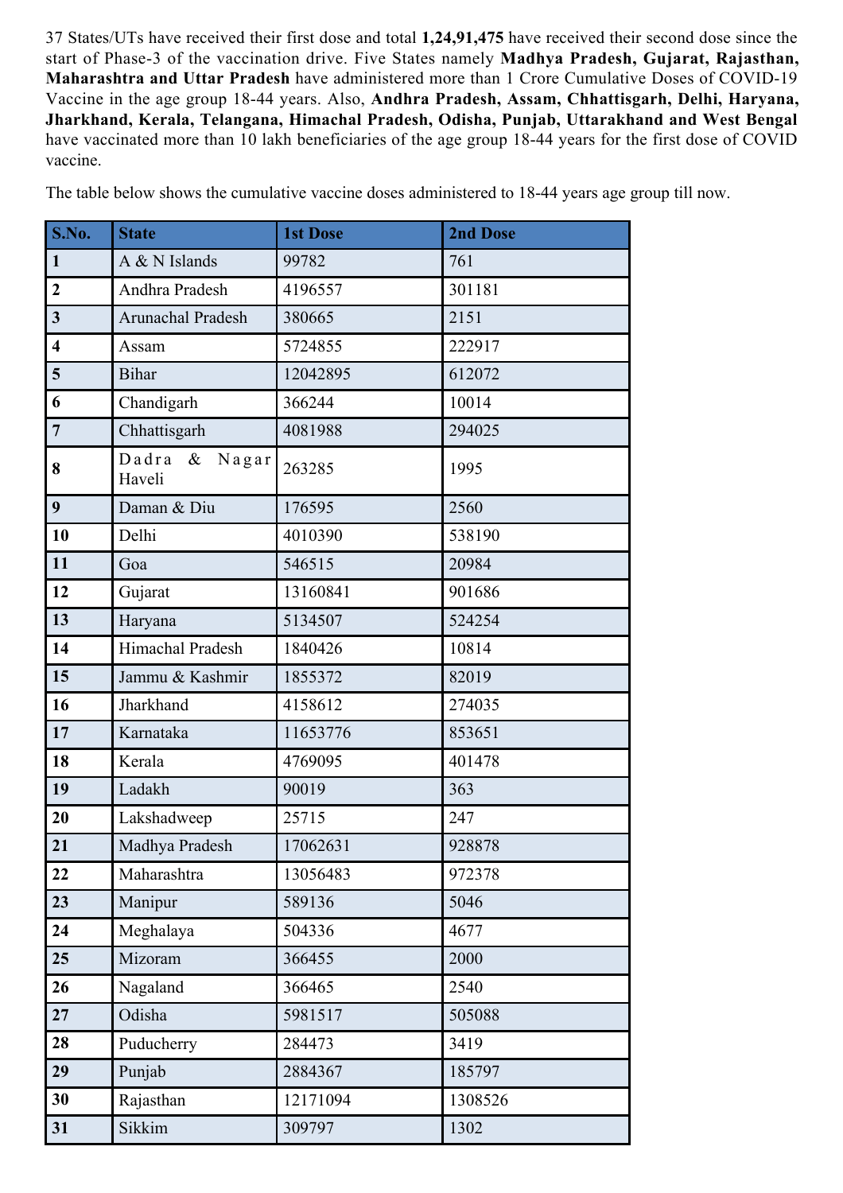37 States/UTs have received their first dose and total **1,24,91,475** have received their second dose since the start of Phase-3 of the vaccination drive. Five States namely **Madhya Pradesh, Gujarat, Rajasthan, Maharashtra and Uttar Pradesh** have administered more than 1 Crore Cumulative Doses of COVID-19 Vaccine in the age group 18-44 years. Also, **Andhra Pradesh, Assam, Chhattisgarh, Delhi, Haryana, Jharkhand, Kerala, Telangana, Himachal Pradesh, Odisha, Punjab, Uttarakhand and West Bengal** have vaccinated more than 10 lakh beneficiaries of the age group 18-44 years for the first dose of COVID vaccine.

The table below shows the cumulative vaccine doses administered to 18-44 years age group till now.

| S.No. | State | 1st Dose | 2nd Dose |
|---|---|---|---|
| 1 | A & N Islands | 99782 | 761 |
| 2 | Andhra Pradesh | 4196557 | 301181 |
| 3 | Arunachal Pradesh | 380665 | 2151 |
| 4 | Assam | 5724855 | 222917 |
| 5 | Bihar | 12042895 | 612072 |
| 6 | Chandigarh | 366244 | 10014 |
| 7 | Chhattisgarh | 4081988 | 294025 |
| 8 | Dadra & Nagar Haveli | 263285 | 1995 |
| 9 | Daman & Diu | 176595 | 2560 |
| 10 | Delhi | 4010390 | 538190 |
| 11 | Goa | 546515 | 20984 |
| 12 | Gujarat | 13160841 | 901686 |
| 13 | Haryana | 5134507 | 524254 |
| 14 | Himachal Pradesh | 1840426 | 10814 |
| 15 | Jammu & Kashmir | 1855372 | 82019 |
| 16 | Jharkhand | 4158612 | 274035 |
| 17 | Karnataka | 11653776 | 853651 |
| 18 | Kerala | 4769095 | 401478 |
| 19 | Ladakh | 90019 | 363 |
| 20 | Lakshadweep | 25715 | 247 |
| 21 | Madhya Pradesh | 17062631 | 928878 |
| 22 | Maharashtra | 13056483 | 972378 |
| 23 | Manipur | 589136 | 5046 |
| 24 | Meghalaya | 504336 | 4677 |
| 25 | Mizoram | 366455 | 2000 |
| 26 | Nagaland | 366465 | 2540 |
| 27 | Odisha | 5981517 | 505088 |
| 28 | Puducherry | 284473 | 3419 |
| 29 | Punjab | 2884367 | 185797 |
| 30 | Rajasthan | 12171094 | 1308526 |
| 31 | Sikkim | 309797 | 1302 |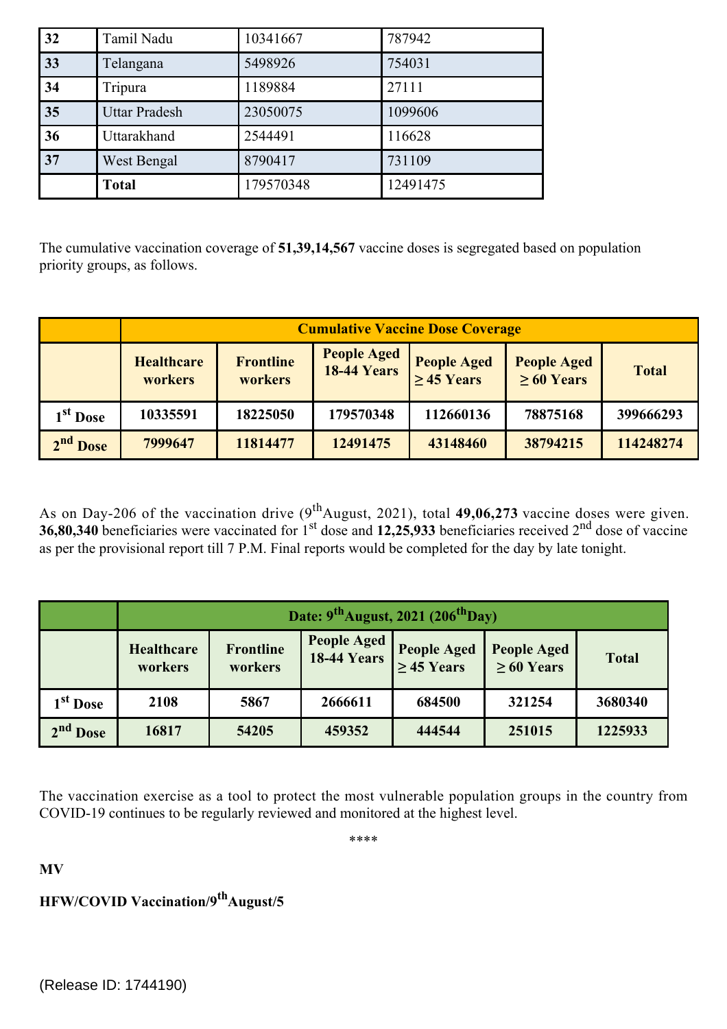| | | | |
|---|---|---|---|
| **32** | Tamil Nadu | 10341667 | 787942 |
| **33** | Telangana | 5498926 | 754031 |
| **34** | Tripura | 1189884 | 27111 |
| **35** | Uttar Pradesh | 23050075 | 1099606 |
| **36** | Uttarakhand | 2544491 | 116628 |
| **37** | West Bengal | 8790417 | 731109 |
| | **Total** | 179570348 | 12491475 |

The cumulative vaccination coverage of **51,39,14,567** vaccine doses is segregated based on population priority groups, as follows.

| | **Cumulative Vaccine Dose Coverage** | | | | | |
|---|---|---|---|---|---|---|
| | **Healthcare workers** | **Frontline workers** | **People Aged 18-44 Years** | **People Aged ≥ 45 Years** | **People Aged ≥ 60 Years** | **Total** |
| **1st Dose** | **10335591** | **18225050** | **179570348** | **112660136** | **78875168** | **399666293** |
| **2nd Dose** | **7999647** | **11814477** | **12491475** | **43148460** | **38794215** | **114248274** |

As on Day-206 of the vaccination drive (9th August, 2021), total **49,06,273** vaccine doses were given. **36,80,340** beneficiaries were vaccinated for 1st dose and **12,25,933** beneficiaries received 2nd dose of vaccine as per the provisional report till 7 P.M. Final reports would be completed for the day by late tonight.

| | **Date: 9th August, 2021 (206th Day)** | | | | | |
|---|---|---|---|---|---|---|
| | **Healthcare workers** | **Frontline workers** | **People Aged 18-44 Years** | **People Aged ≥ 45 Years** | **People Aged ≥ 60 Years** | **Total** |
| **1st Dose** | **2108** | **5867** | **2666611** | **684500** | **321254** | **3680340** |
| **2nd Dose** | **16817** | **54205** | **459352** | **444544** | **251015** | **1225933** |

The vaccination exercise as a tool to protect the most vulnerable population groups in the country from COVID-19 continues to be regularly reviewed and monitored at the highest level.

****

**MV**

**HFW/COVID Vaccination/9th August/5**

(Release ID: 1744190)